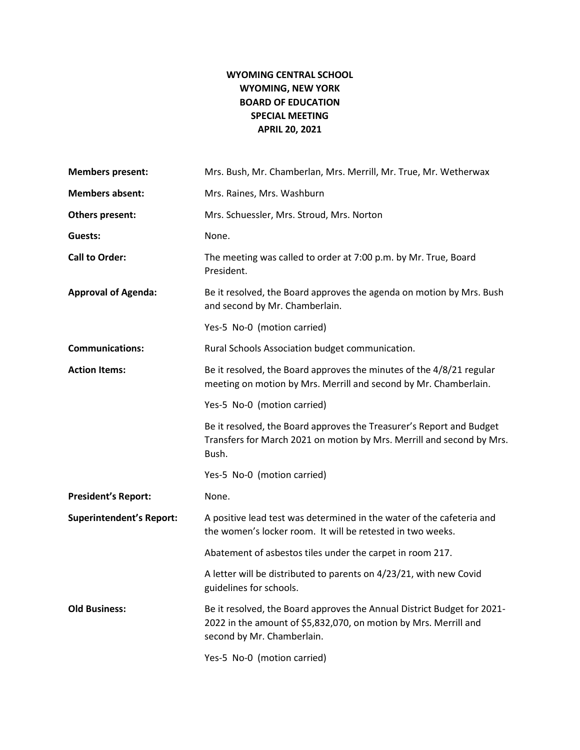# WYOMING CENTRAL SCHOOL
# WYOMING, NEW YORK
# BOARD OF EDUCATION
# SPECIAL MEETING
# APRIL 20, 2021

**Members present:** Mrs. Bush, Mr. Chamberlan, Mrs. Merrill, Mr. True, Mr. Wetherwax

**Members absent:** Mrs. Raines, Mrs. Washburn

**Others present:** Mrs. Schuessler, Mrs. Stroud, Mrs. Norton

**Guests:** None.

**Call to Order:** The meeting was called to order at 7:00 p.m. by Mr. True, Board President.

**Approval of Agenda:** Be it resolved, the Board approves the agenda on motion by Mrs. Bush and second by Mr. Chamberlain.

Yes-5 No-0 (motion carried)

**Communications:** Rural Schools Association budget communication.

**Action Items:** Be it resolved, the Board approves the minutes of the 4/8/21 regular meeting on motion by Mrs. Merrill and second by Mr. Chamberlain.

Yes-5 No-0 (motion carried)

Be it resolved, the Board approves the Treasurer's Report and Budget Transfers for March 2021 on motion by Mrs. Merrill and second by Mrs. Bush.

Yes-5 No-0 (motion carried)

**President's Report:** None.

**Superintendent's Report:** A positive lead test was determined in the water of the cafeteria and the women's locker room. It will be retested in two weeks.

Abatement of asbestos tiles under the carpet in room 217.

A letter will be distributed to parents on 4/23/21, with new Covid guidelines for schools.

**Old Business:** Be it resolved, the Board approves the Annual District Budget for 2021-2022 in the amount of $5,832,070, on motion by Mrs. Merrill and second by Mr. Chamberlain.

Yes-5 No-0 (motion carried)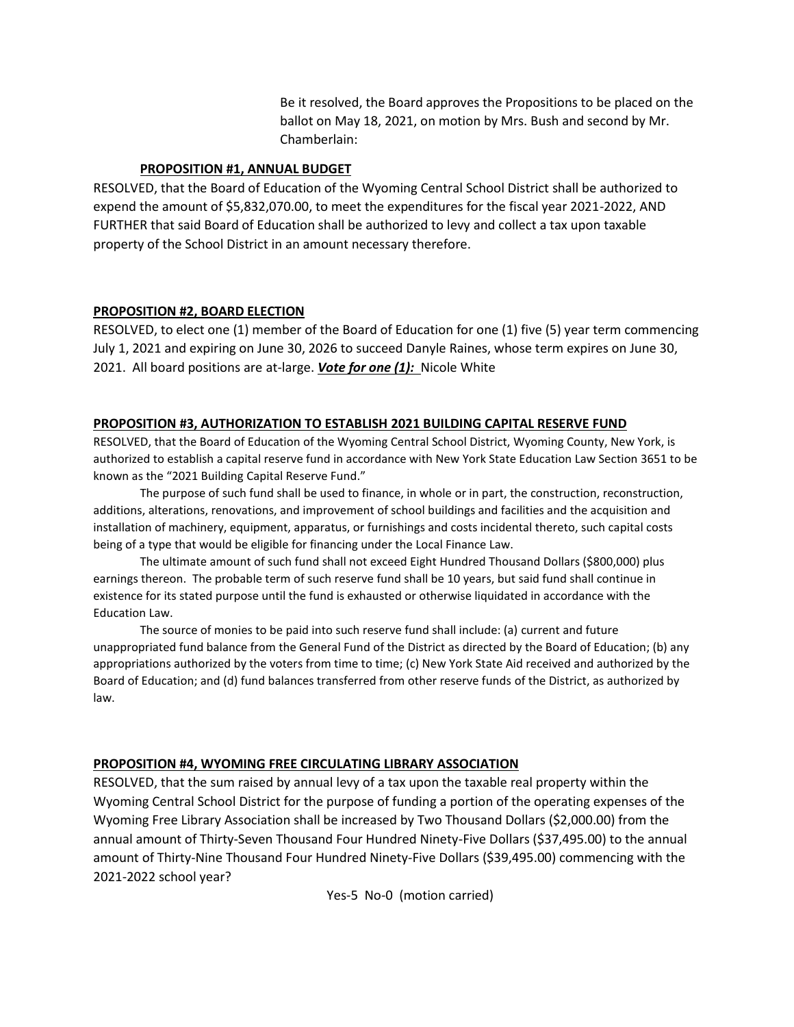Be it resolved, the Board approves the Propositions to be placed on the ballot on May 18, 2021, on motion by Mrs. Bush and second by Mr. Chamberlain:

**PROPOSITION #1, ANNUAL BUDGET**

RESOLVED, that the Board of Education of the Wyoming Central School District shall be authorized to expend the amount of $5,832,070.00, to meet the expenditures for the fiscal year 2021-2022, AND FURTHER that said Board of Education shall be authorized to levy and collect a tax upon taxable property of the School District in an amount necessary therefore.

**PROPOSITION #2, BOARD ELECTION**

RESOLVED, to elect one (1) member of the Board of Education for one (1) five (5) year term commencing July 1, 2021 and expiring on June 30, 2026 to succeed Danyle Raines, whose term expires on June 30, 2021. All board positions are at-large. ***Vote for one (1):*** Nicole White

**PROPOSITION #3, AUTHORIZATION TO ESTABLISH 2021 BUILDING CAPITAL RESERVE FUND**

RESOLVED, that the Board of Education of the Wyoming Central School District, Wyoming County, New York, is authorized to establish a capital reserve fund in accordance with New York State Education Law Section 3651 to be known as the "2021 Building Capital Reserve Fund."

The purpose of such fund shall be used to finance, in whole or in part, the construction, reconstruction, additions, alterations, renovations, and improvement of school buildings and facilities and the acquisition and installation of machinery, equipment, apparatus, or furnishings and costs incidental thereto, such capital costs being of a type that would be eligible for financing under the Local Finance Law.

The ultimate amount of such fund shall not exceed Eight Hundred Thousand Dollars ($800,000) plus earnings thereon. The probable term of such reserve fund shall be 10 years, but said fund shall continue in existence for its stated purpose until the fund is exhausted or otherwise liquidated in accordance with the Education Law.

The source of monies to be paid into such reserve fund shall include: (a) current and future unappropriated fund balance from the General Fund of the District as directed by the Board of Education; (b) any appropriations authorized by the voters from time to time; (c) New York State Aid received and authorized by the Board of Education; and (d) fund balances transferred from other reserve funds of the District, as authorized by law.

**PROPOSITION #4, WYOMING FREE CIRCULATING LIBRARY ASSOCIATION**

RESOLVED, that the sum raised by annual levy of a tax upon the taxable real property within the Wyoming Central School District for the purpose of funding a portion of the operating expenses of the Wyoming Free Library Association shall be increased by Two Thousand Dollars ($2,000.00) from the annual amount of Thirty-Seven Thousand Four Hundred Ninety-Five Dollars ($37,495.00) to the annual amount of Thirty-Nine Thousand Four Hundred Ninety-Five Dollars ($39,495.00) commencing with the 2021-2022 school year?

Yes-5 No-0 (motion carried)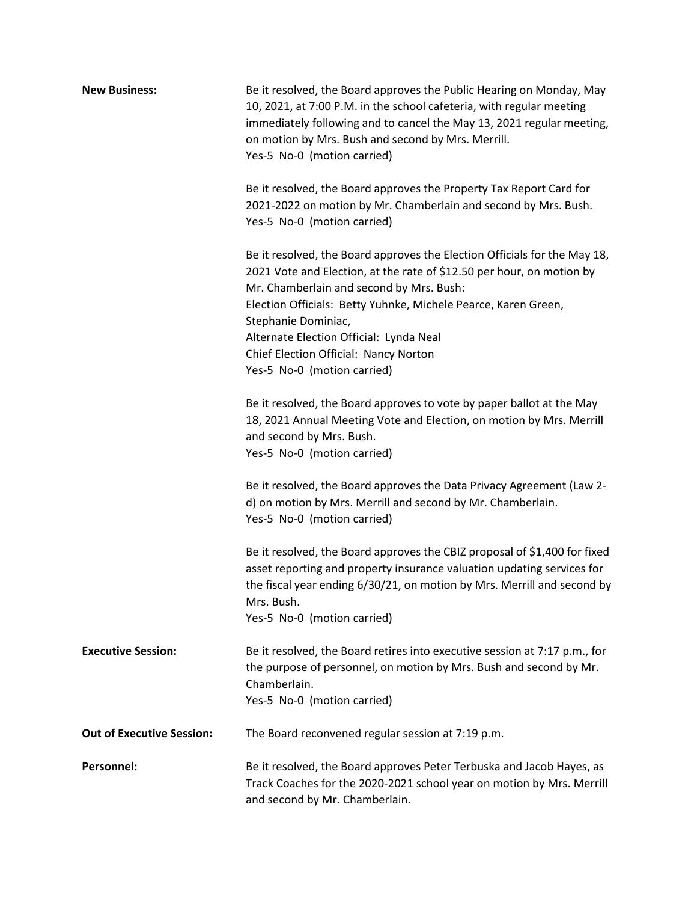**New Business:**

Be it resolved, the Board approves the Public Hearing on Monday, May 10, 2021, at 7:00 P.M. in the school cafeteria, with regular meeting immediately following and to cancel the May 13, 2021 regular meeting, on motion by Mrs. Bush and second by Mrs. Merrill.
Yes-5 No-0 (motion carried)

Be it resolved, the Board approves the Property Tax Report Card for 2021-2022 on motion by Mr. Chamberlain and second by Mrs. Bush.
Yes-5 No-0 (motion carried)

Be it resolved, the Board approves the Election Officials for the May 18, 2021 Vote and Election, at the rate of $12.50 per hour, on motion by Mr. Chamberlain and second by Mrs. Bush:
Election Officials: Betty Yuhnke, Michele Pearce, Karen Green, Stephanie Dominiac,
Alternate Election Official: Lynda Neal
Chief Election Official: Nancy Norton
Yes-5 No-0 (motion carried)

Be it resolved, the Board approves to vote by paper ballot at the May 18, 2021 Annual Meeting Vote and Election, on motion by Mrs. Merrill and second by Mrs. Bush.
Yes-5 No-0 (motion carried)

Be it resolved, the Board approves the Data Privacy Agreement (Law 2-d) on motion by Mrs. Merrill and second by Mr. Chamberlain.
Yes-5 No-0 (motion carried)

Be it resolved, the Board approves the CBIZ proposal of $1,400 for fixed asset reporting and property insurance valuation updating services for the fiscal year ending 6/30/21, on motion by Mrs. Merrill and second by Mrs. Bush.
Yes-5 No-0 (motion carried)

**Executive Session:**

Be it resolved, the Board retires into executive session at 7:17 p.m., for the purpose of personnel, on motion by Mrs. Bush and second by Mr. Chamberlain.
Yes-5 No-0 (motion carried)

**Out of Executive Session:**

The Board reconvened regular session at 7:19 p.m.

**Personnel:**

Be it resolved, the Board approves Peter Terbuska and Jacob Hayes, as Track Coaches for the 2020-2021 school year on motion by Mrs. Merrill and second by Mr. Chamberlain.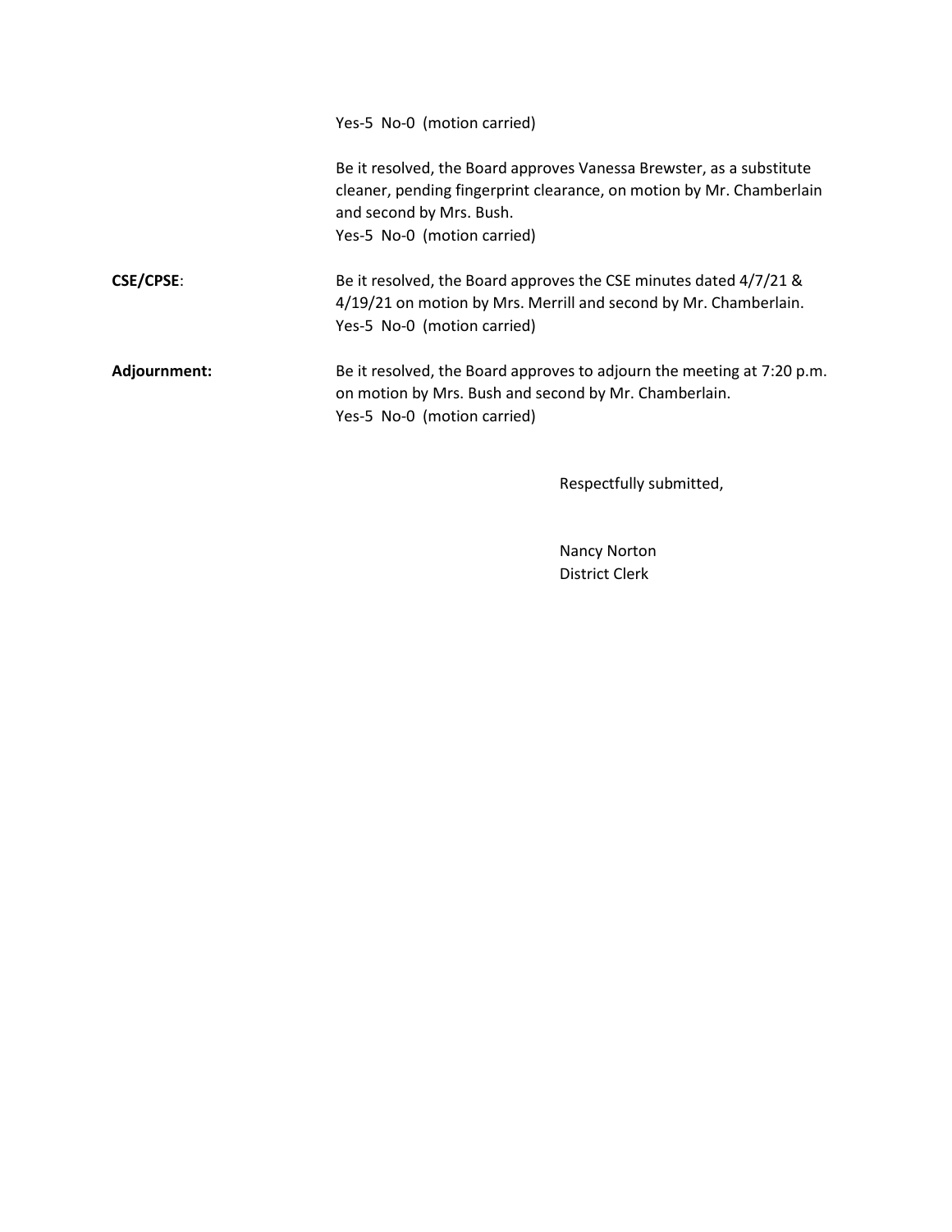Yes-5 No-0 (motion carried)

Be it resolved, the Board approves Vanessa Brewster, as a substitute cleaner, pending fingerprint clearance, on motion by Mr. Chamberlain and second by Mrs. Bush.
Yes-5 No-0 (motion carried)

**CSE/CPSE**: Be it resolved, the Board approves the CSE minutes dated 4/7/21 & 4/19/21 on motion by Mrs. Merrill and second by Mr. Chamberlain.
Yes-5 No-0 (motion carried)

**Adjournment:** Be it resolved, the Board approves to adjourn the meeting at 7:20 p.m. on motion by Mrs. Bush and second by Mr. Chamberlain.
Yes-5 No-0 (motion carried)

Respectfully submitted,

Nancy Norton
District Clerk